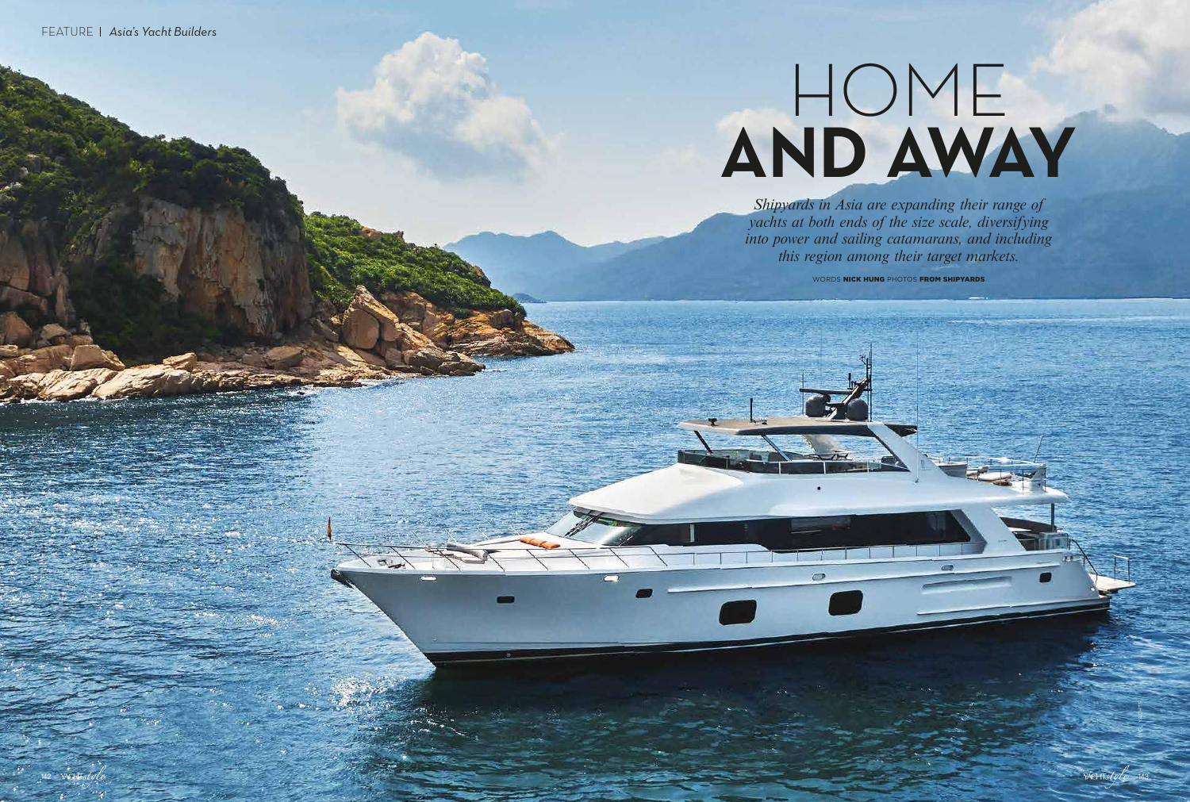# HOME AND AWAY

*Shipyards in Asia are expanding their range of yachts at both ends of the size scale, diversifying into power and sailing catamarans, and including this region among their target markets.*

WORDS **NICK HUNG** PHOTOS **FROM SHIPYARDS**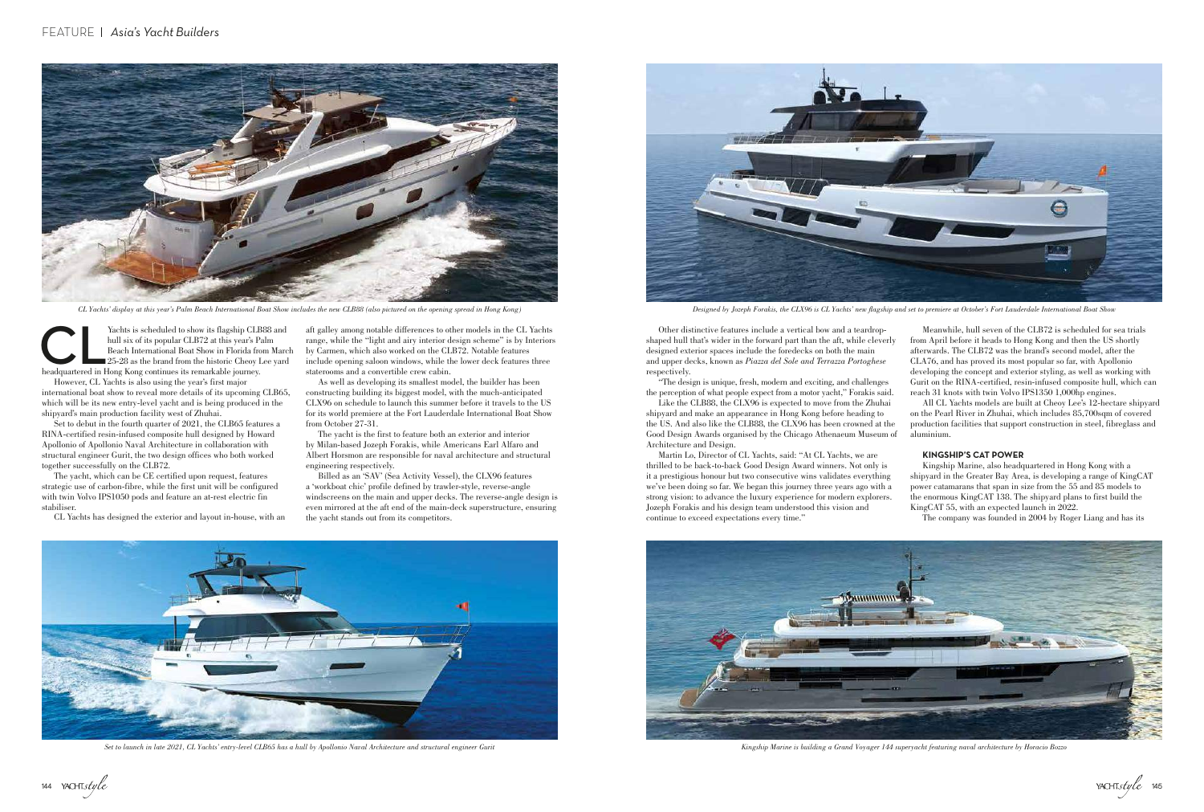CL Yachts' display at this year's Palm Beach International Boat Show includes the new CLB88 (also pictured on the opening spread in Hong Kong)

Designed by Jozeph Forakis, the CLX96 is CL Yachts' new flagship and set to premiere at October's Fort Lauderdale International Boat Show

CL Yachts is scheduled to show its flagship CLB88 and hull six of its popular CLB72 at this year's Palm Beach International Boat Show in Florida from March 25-28 as the brand from the historic Cheoy Lee yard headquartered in Hong Kong continues its remarkable journey.

However, CL Yachts is also using the year's first major international boat show to reveal more details of its upcoming CLB65, which will be its new entry-level yacht and is being produced in the shipyard's main production facility west of Zhuhai.

Set to debut in the fourth quarter of 2021, the CLB65 features a RINA-certified resin-infused composite hull designed by Howard Apollonio of Apollonio Naval Architecture in collaboration with structural engineer Gurit, the two design offices who both worked together successfully on the CLB72.

The yacht, which can be CE certified upon request, features strategic use of carbon-fibre, while the first unit will be configured with twin Volvo IPS1050 pods and feature an at-rest electric fin stabiliser.

CL Yachts has designed the exterior and layout in-house, with an aft galley among notable differences to other models in the CL Yachts range, while the "light and airy interior design scheme" is by Interiors by Carmen, which also worked on the CLB72. Notable features include opening saloon windows, while the lower deck features three staterooms and a convertible crew cabin.

As well as developing its smallest model, the builder has been constructing building its biggest model, with the much-anticipated CLX96 on schedule to launch this summer before it travels to the US for its world premiere at the Fort Lauderdale International Boat Show from October 27-31.

The yacht is the first to feature both an exterior and interior by Milan-based Jozeph Forakis, while Americans Earl Alfaro and Albert Horsmon are responsible for naval architecture and structural engineering respectively.

Billed as an 'SAV' (Sea Activity Vessel), the CLX96 features a 'workboat chic' profile defined by trawler-style, reverse-angle windscreens on the main and upper decks. The reverse-angle design is even mirrored at the aft end of the main-deck superstructure, ensuring the yacht stands out from its competitors.

Other distinctive features include a vertical bow and a teardrop-shaped hull that's wider in the forward part than the aft, while cleverly designed exterior spaces include the foredecks on both the main and upper decks, known as *Piazza del Sole and Terrazza Portoghese* respectively.

"The design is unique, fresh, modern and exciting, and challenges the perception of what people expect from a motor yacht," Forakis said.

Like the CLB88, the CLX96 is expected to move from the Zhuhai shipyard and make an appearance in Hong Kong before heading to the US. And also like the CLB88, the CLX96 has been crowned at the Good Design Awards organised by the Chicago Athenaeum Museum of Architecture and Design.

Martin Lo, Director of CL Yachts, said: "At CL Yachts, we are thrilled to be back-to-back Good Design Award winners. Not only is it a prestigious honour but two consecutive wins validates everything we've been doing so far. We began this journey three years ago with a strong vision: to advance the luxury experience for modern explorers. Jozeph Forakis and his design team understood this vision and continue to exceed expectations every time."

Meanwhile, hull seven of the CLB72 is scheduled for sea trials from April before it heads to Hong Kong and then the US shortly afterwards. The CLB72 was the brand's second model, after the CLA76, and has proved its most popular so far, with Apollonio developing the concept and exterior styling, as well as working with Gurit on the RINA-certified, resin-infused composite hull, which can reach 31 knots with twin Volvo IPS1350 1,000hp engines.

All CL Yachts models are built at Cheoy Lee's 12-hectare shipyard on the Pearl River in Zhuhai, which includes 85,700sqm of covered production facilities that support construction in steel, fibreglass and aluminium.

### KINGSHIP'S CAT POWER

Kingship Marine, also headquartered in Hong Kong with a shipyard in the Greater Bay Area, is developing a range of KingCAT power catamarans that span in size from the 55 and 85 models to the enormous KingCAT 138. The shipyard plans to first build the KingCAT 55, with an expected launch in 2022.

The company was founded in 2004 by Roger Liang and has its

Set to launch in late 2021, CL Yachts' entry-level CLB65 has a hull by Apollonio Naval Architecture and structural engineer Gurit

Kingship Marine is building a Grand Voyager 144 superyacht featuring naval architecture by Horacio Bozzo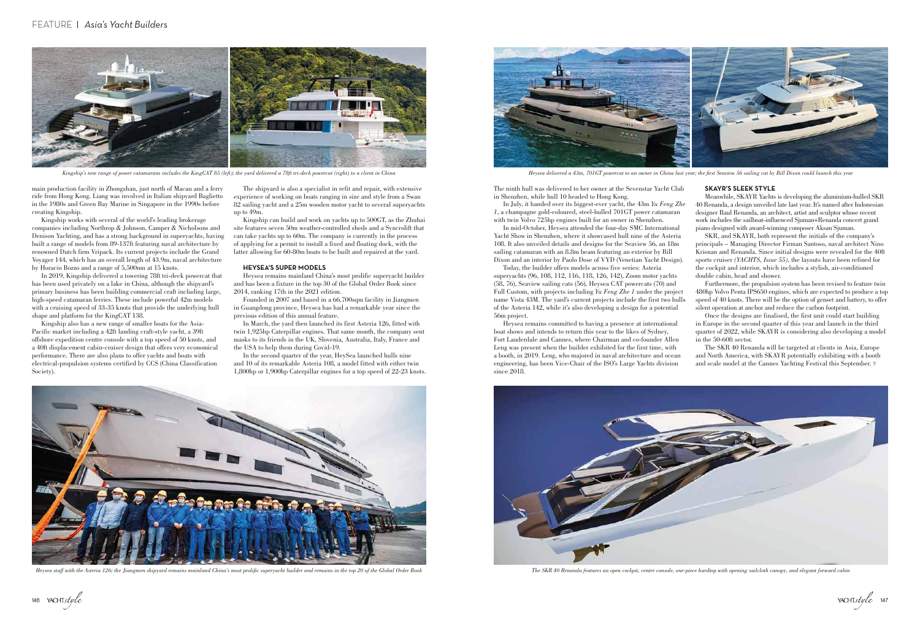Kingship's new range of power catamarans includes the KingCAT 85 (left); the yard delivered a 78ft tri-deck powercat (right) to a client in China

main production facility in Zhongshan, just north of Macau and a ferry ride from Hong Kong. Liang was involved in Italian shipyard Baglietto in the 1980s and Green Bay Marine in Singapore in the 1990s before creating Kingship.

Kingship works with several of the world's leading brokerage companies including Northrop & Johnson, Camper & Nicholsons and Denison Yachting, and has a strong background in superyachts, having built a range of models from 89-137ft featuring naval architecture by renowned Dutch firm Vripack. Its current projects include the Grand Voyager 144, which has an overall length of 43.9m, naval architecture by Horacio Bozzo and a range of 5,500nm at 15 knots.

In 2019, Kingship delivered a towering 78ft tri-deck powercat that has been used privately on a lake in China, although the shipyard's primary business has been building commercial craft including large, high-speed catamaran ferries. These include powerful 42m models with a cruising speed of 33-35 knots that provide the underlying hull shape and platform for the KingCAT 138.

Kingship also has a new range of smaller boats for the Asia-Pacific market including a 42ft landing craft-style yacht, a 39ft offshore expedition centre console with a top speed of 50 knots, and a 40ft displacement cabin-cruiser design that offers very economical performance. There are also plans to offer yachts and boats with electrical-propulsion systems certified by CCS (China Classification Society).

The shipyard is also a specialist in refit and repair, with extensive experience of working on boats ranging in size and style from a Swan 82 sailing yacht and a 25m wooden motor yacht to several superyachts up to 49m.

Kingship can build and work on yachts up to 500GT, as the Zhuhai site features seven 50m weather-controlled sheds and a Syncrolift that can take yachts up to 60m. The company is currently in the process of applying for a permit to install a fixed and floating dock, with the latter allowing for 60-80m boats to be built and repaired at the yard.

### HEYSEA'S SUPER MODELS

Heysea remains mainland China's most prolific superyacht builder and has been a fixture in the top 30 of the Global Order Book since 2014, ranking 17th in the 2021 edition.

Founded in 2007 and based in a 66,700sqm facility in Jiangmen in Guangdong province, Heysea has had a remarkable year since the previous edition of this annual feature.

In March, the yard then launched its first Asteria 126, fitted with twin 1,925hp Caterpillar engines. That same month, the company sent masks to its friends in the UK, Slovenia, Australia, Italy, France and the USA to help them during Covid-19.

In the second quarter of the year, HeySea launched hulls nine and 10 of its remarkable Asteria 108, a model fitted with either twin 1,800hp or 1,900hp Caterpillar engines for a top speed of 22-23 knots.

Heysea staff with the Asteria 126; the Jiangmen shipyard remains mainland China's most prolific superyacht builder and remains in the top 20 of the Global Order Book

Heysea delivered a 43m, 701GT powercat to an owner in China last year; the first Seaview 56 sailing cat by Bill Dixon could launch this year

The ninth hull was delivered to her owner at the Sevenstar Yacht Club in Shenzhen, while hull 10 headed to Hong Kong.

In July, it handed over its biggest-ever yacht, the 43m *Yu Feng Zhe 1*, a champagne gold-coloured, steel-hulled 701GT power catamaran with twin Volvo 725hp engines built for an owner in Shenzhen.

In mid-October, Heysea attended the four-day SMC International Yacht Show in Shenzhen, where it showcased hull nine of the Asteria 108. It also unveiled details and designs for the Seaview 56, an 18m sailing catamaran with an 8.8m beam featuring an exterior by Bill Dixon and an interior by Paolo Dose of VYD (Venetian Yacht Design).

Today, the builder offers models across five series: Asteria superyachts (96, 108, 112, 116, 118, 126, 142), Zoom motor yachts (58, 76), Seaview sailing cats (56), Heysea CAT powercats (70) and Full Custom, with projects including *Yu Feng Zhe 1* under the project name Vista 43M. The yard's current projects include the first two hulls of the Asteria 142, while it's also developing a design for a potential 56m project.

Heysea remains committed to having a presence at international boat shows and intends to return this year to the likes of Sydney, Fort Lauderdale and Cannes, where Chairman and co-founder Allen Leng was present when the builder exhibited for the first time, with a booth, in 2019. Leng, who majored in naval architecture and ocean engineering, has been Vice-Chair of the ISO's Large Yachts division since 2018.

### SKAYR'S SLEEK STYLE

Meanwhile, SKAYR Yachts is developing the aluminium-hulled SKR 40 Renanda, a design unveiled late last year. It's named after Indonesian designer Raul Renanda, an architect, artist and sculptor whose recent work includes the sailboat-influenced Sjuman+Renanda concert grand piano designed with award-winning composer Aksan Sjuman.

SKR, and SKAYR, both represent the initials of the company's principals – Managing Director Firman Santoso, naval architect Nino Krisnan and Renanda. Since initial designs were revealed for the 40ft sports cruiser *(YACHTS, Issue 55)*, the layouts have been refined for the cockpit and interior, which includes a stylish, air-conditioned double cabin, head and shower.

Furthermore, the propulsion system has been revised to feature twin 480hp Volvo Penta IPS650 engines, which are expected to produce a top speed of 40 knots. There will be the option of genset and battery, to offer silent operation at anchor and reduce the carbon footprint.

Once the designs are finalised, the first unit could start building in Europe in the second quarter of this year and launch in the third quarter of 2022, while SKAYR is considering also developing a model in the 50-60ft sector.

The SKR 40 Renanda will be targeted at clients in Asia, Europe and North America, with SKAYR potentially exhibiting with a booth and scale model at the Cannes Yachting Festival this September.

The SKR 40 Renanda features an open cockpit, centre console, one-piece hardtop with opening sailcloth canopy, and elegant forward cabin